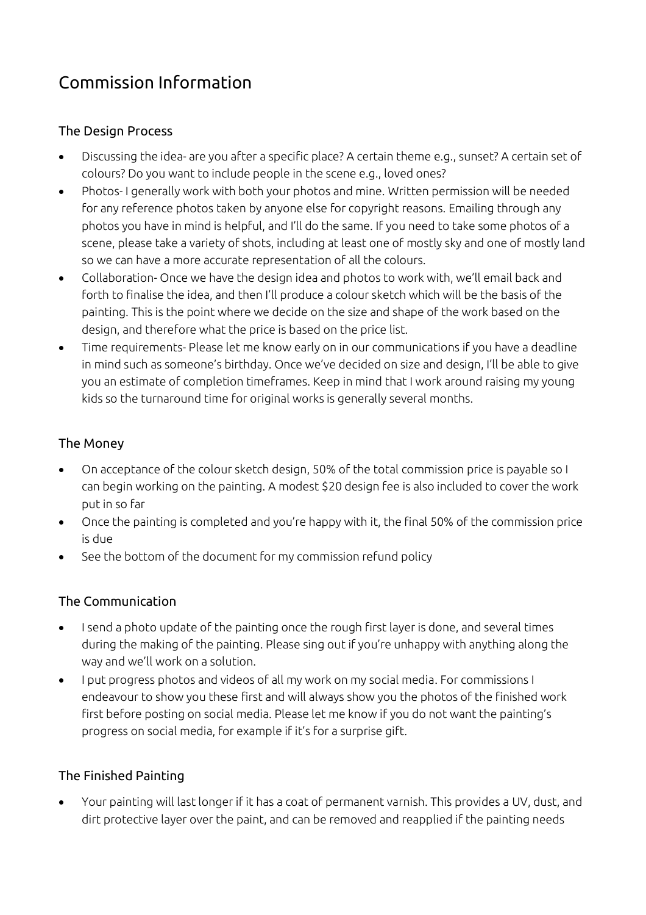# Commission Information

## The Design Process

- Discussing the idea- are you after a specific place? A certain theme e.g., sunset? A certain set of colours? Do you want to include people in the scene e.g., loved ones?
- Photos- I generally work with both your photos and mine. Written permission will be needed for any reference photos taken by anyone else for copyright reasons. Emailing through any photos you have in mind is helpful, and I'll do the same. If you need to take some photos of a scene, please take a variety of shots, including at least one of mostly sky and one of mostly land so we can have a more accurate representation of all the colours.
- Collaboration- Once we have the design idea and photos to work with, we'll email back and forth to finalise the idea, and then I'll produce a colour sketch which will be the basis of the painting. This is the point where we decide on the size and shape of the work based on the design, and therefore what the price is based on the price list.
- Time requirements- Please let me know early on in our communications if you have a deadline in mind such as someone's birthday. Once we've decided on size and design, I'll be able to give you an estimate of completion timeframes. Keep in mind that I work around raising my young kids so the turnaround time for original works is generally several months.

## The Money

- On acceptance of the colour sketch design, 50% of the total commission price is payable so I can begin working on the painting. A modest $20 design fee is also included to cover the work put in so far
- Once the painting is completed and you're happy with it, the final 50% of the commission price is due
- See the bottom of the document for my commission refund policy

## The Communication

- I send a photo update of the painting once the rough first layer is done, and several times during the making of the painting. Please sing out if you're unhappy with anything along the way and we'll work on a solution.
- I put progress photos and videos of all my work on my social media. For commissions I endeavour to show you these first and will always show you the photos of the finished work first before posting on social media. Please let me know if you do not want the painting's progress on social media, for example if it's for a surprise gift.

## The Finished Painting

- Your painting will last longer if it has a coat of permanent varnish. This provides a UV, dust, and dirt protective layer over the paint, and can be removed and reapplied if the painting needs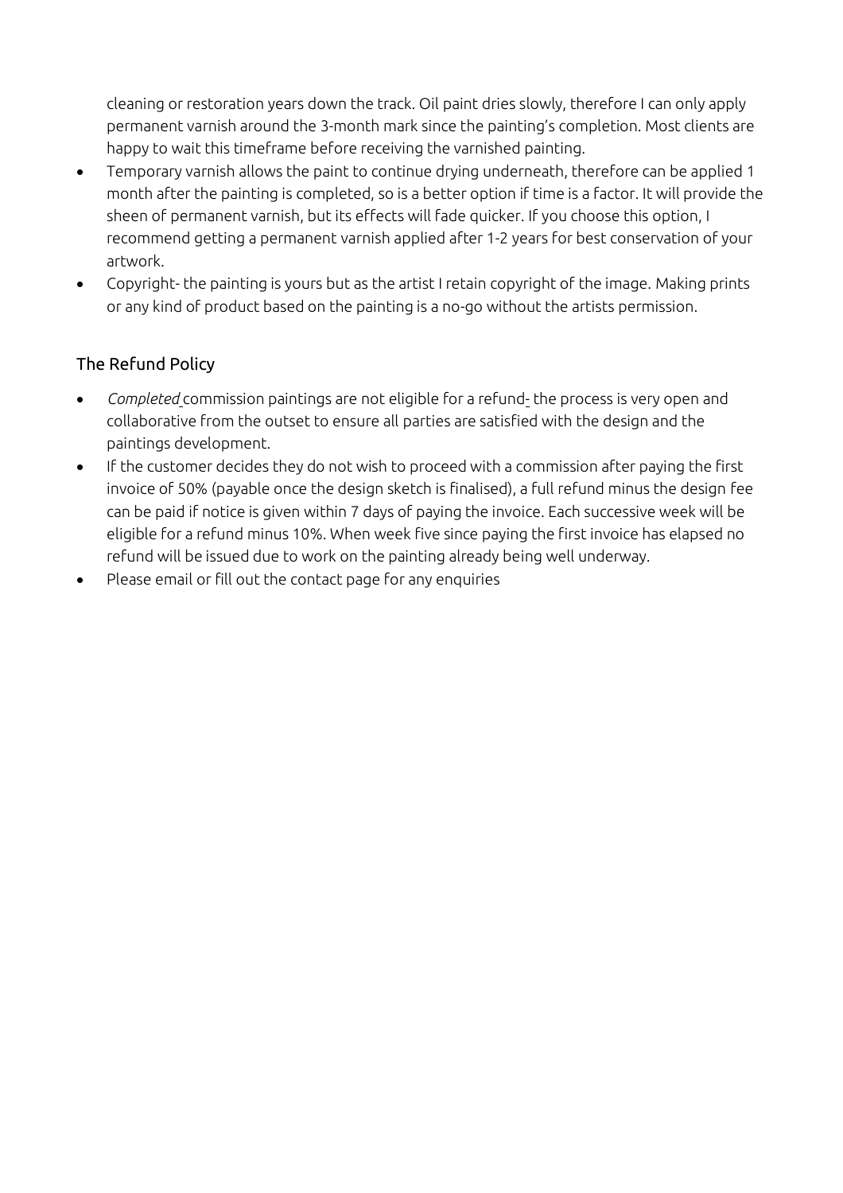cleaning or restoration years down the track. Oil paint dries slowly, therefore I can only apply permanent varnish around the 3-month mark since the painting's completion. Most clients are happy to wait this timeframe before receiving the varnished painting.

- Temporary varnish allows the paint to continue drying underneath, therefore can be applied 1 month after the painting is completed, so is a better option if time is a factor. It will provide the sheen of permanent varnish, but its effects will fade quicker. If you choose this option, I recommend getting a permanent varnish applied after 1-2 years for best conservation of your artwork.
- Copyright- the painting is yours but as the artist I retain copyright of the image. Making prints or any kind of product based on the painting is a no-go without the artists permission.

## The Refund Policy

- *Completed* commission paintings are not eligible for a refund- the process is very open and collaborative from the outset to ensure all parties are satisfied with the design and the paintings development.
- If the customer decides they do not wish to proceed with a commission after paying the first invoice of 50% (payable once the design sketch is finalised), a full refund minus the design fee can be paid if notice is given within 7 days of paying the invoice. Each successive week will be eligible for a refund minus 10%. When week five since paying the first invoice has elapsed no refund will be issued due to work on the painting already being well underway.
- Please email or fill out the contact page for any enquiries